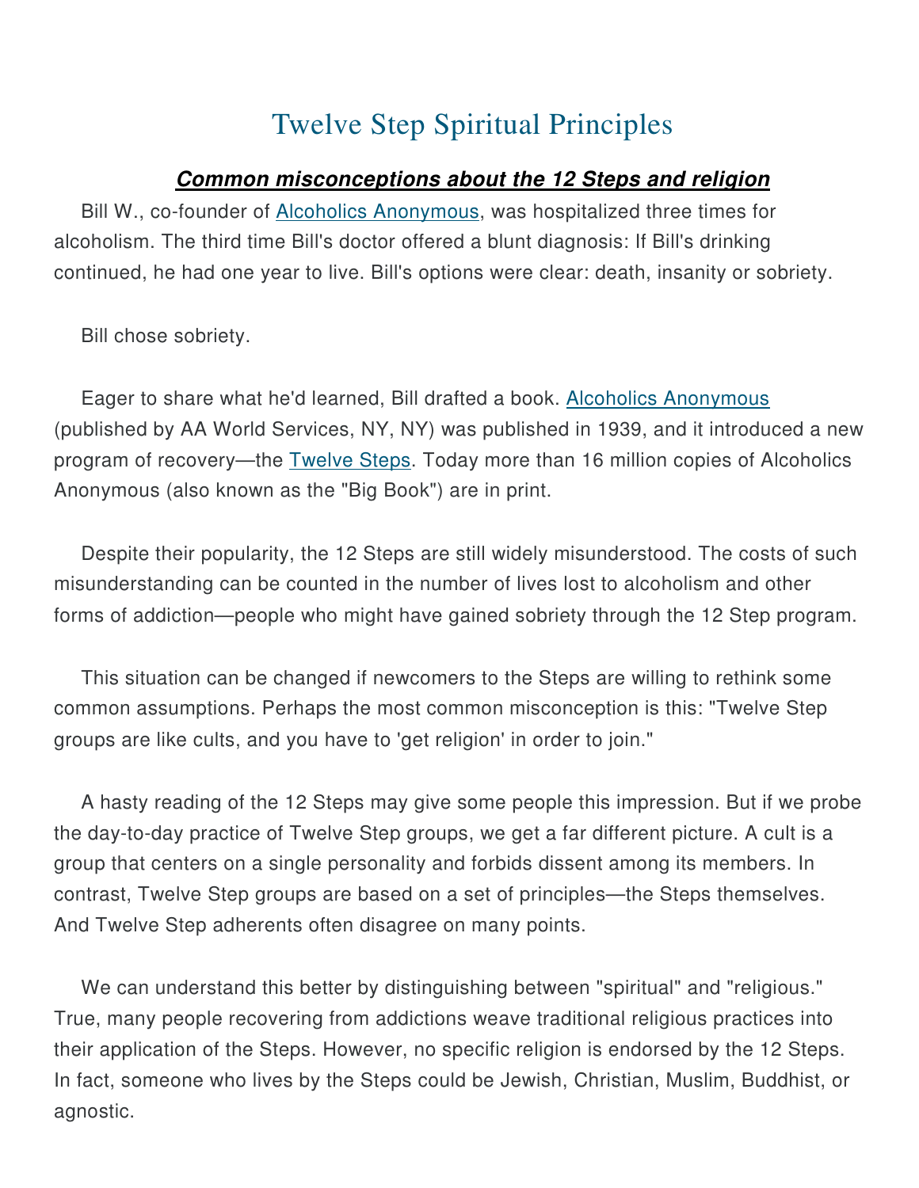# Twelve Step Spiritual Principles

***Common misconceptions about the 12 Steps and religion***

Bill W., co-founder of Alcoholics Anonymous, was hospitalized three times for alcoholism. The third time Bill's doctor offered a blunt diagnosis: If Bill's drinking continued, he had one year to live. Bill's options were clear: death, insanity or sobriety.

Bill chose sobriety.

Eager to share what he'd learned, Bill drafted a book. Alcoholics Anonymous (published by AA World Services, NY, NY) was published in 1939, and it introduced a new program of recovery—the Twelve Steps. Today more than 16 million copies of Alcoholics Anonymous (also known as the "Big Book") are in print.

Despite their popularity, the 12 Steps are still widely misunderstood. The costs of such misunderstanding can be counted in the number of lives lost to alcoholism and other forms of addiction—people who might have gained sobriety through the 12 Step program.

This situation can be changed if newcomers to the Steps are willing to rethink some common assumptions. Perhaps the most common misconception is this: "Twelve Step groups are like cults, and you have to 'get religion' in order to join."

A hasty reading of the 12 Steps may give some people this impression. But if we probe the day-to-day practice of Twelve Step groups, we get a far different picture. A cult is a group that centers on a single personality and forbids dissent among its members. In contrast, Twelve Step groups are based on a set of principles—the Steps themselves. And Twelve Step adherents often disagree on many points.

We can understand this better by distinguishing between "spiritual" and "religious." True, many people recovering from addictions weave traditional religious practices into their application of the Steps. However, no specific religion is endorsed by the 12 Steps. In fact, someone who lives by the Steps could be Jewish, Christian, Muslim, Buddhist, or agnostic.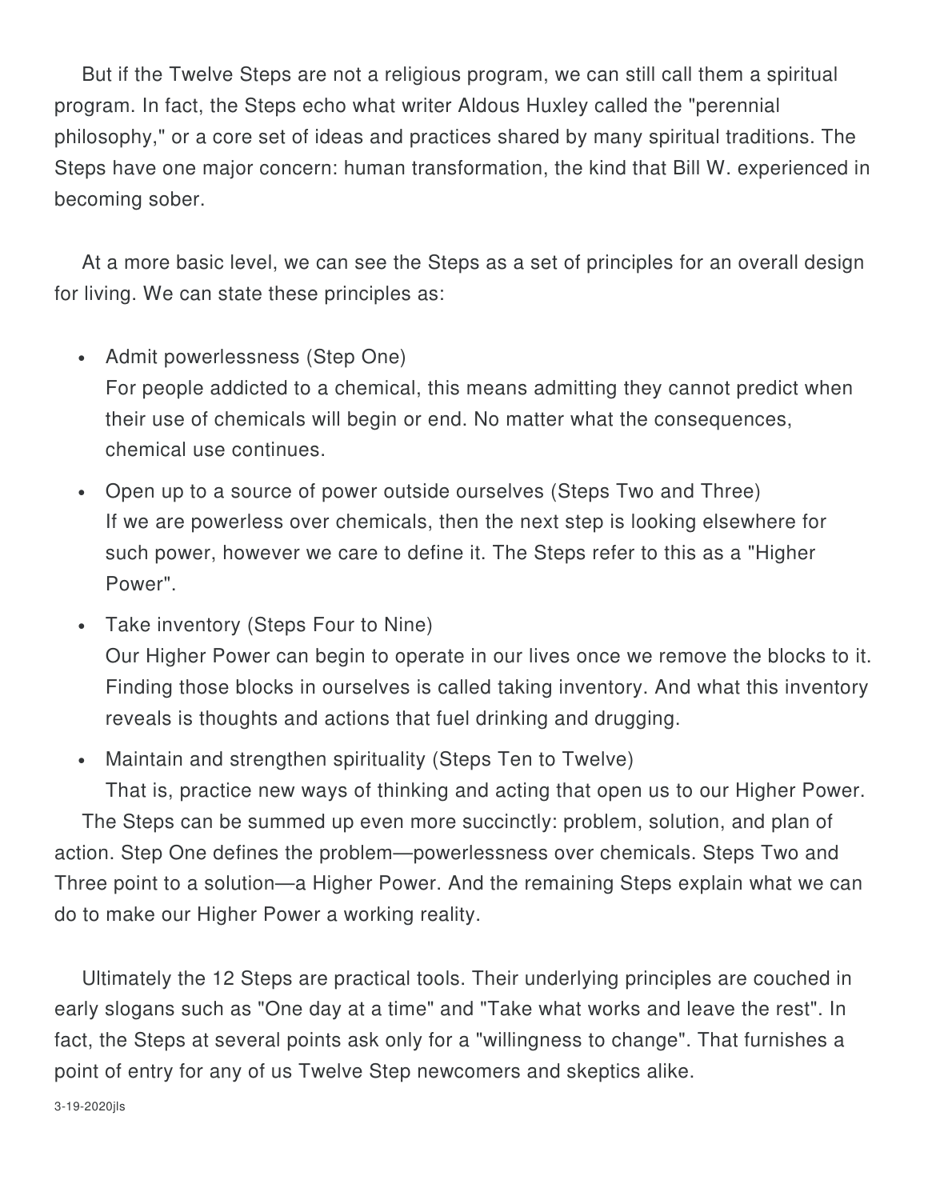But if the Twelve Steps are not a religious program, we can still call them a spiritual program. In fact, the Steps echo what writer Aldous Huxley called the "perennial philosophy," or a core set of ideas and practices shared by many spiritual traditions. The Steps have one major concern: human transformation, the kind that Bill W. experienced in becoming sober.

At a more basic level, we can see the Steps as a set of principles for an overall design for living. We can state these principles as:

- Admit powerlessness (Step One)
  For people addicted to a chemical, this means admitting they cannot predict when their use of chemicals will begin or end. No matter what the consequences, chemical use continues.
- Open up to a source of power outside ourselves (Steps Two and Three)
  If we are powerless over chemicals, then the next step is looking elsewhere for such power, however we care to define it. The Steps refer to this as a "Higher Power".
- Take inventory (Steps Four to Nine)
  Our Higher Power can begin to operate in our lives once we remove the blocks to it. Finding those blocks in ourselves is called taking inventory. And what this inventory reveals is thoughts and actions that fuel drinking and drugging.
- Maintain and strengthen spirituality (Steps Ten to Twelve)
  That is, practice new ways of thinking and acting that open us to our Higher Power.

The Steps can be summed up even more succinctly: problem, solution, and plan of action. Step One defines the problem—powerlessness over chemicals. Steps Two and Three point to a solution—a Higher Power. And the remaining Steps explain what we can do to make our Higher Power a working reality.

Ultimately the 12 Steps are practical tools. Their underlying principles are couched in early slogans such as "One day at a time" and "Take what works and leave the rest". In fact, the Steps at several points ask only for a "willingness to change". That furnishes a point of entry for any of us Twelve Step newcomers and skeptics alike.

3-19-2020jls